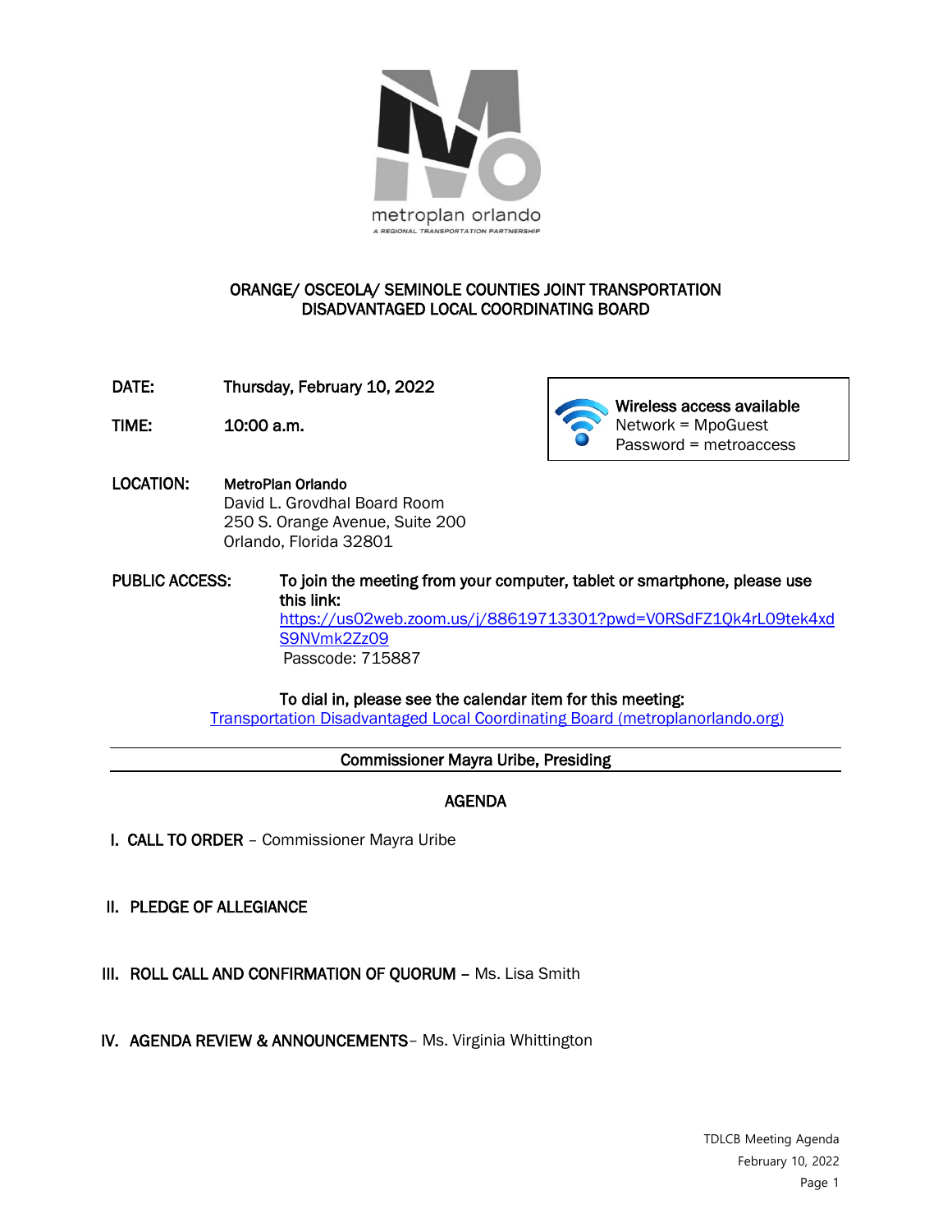metroplan orlando

A REGIONAL TRANSPORTATION PARTNERSHIP

# ORANGE/ OSCEOLA/ SEMINOLE COUNTIES JOINT TRANSPORTATION DISADVANTAGED LOCAL COORDINATING BOARD

**DATE:** Thursday, February 10, 2022

**TIME:** 10:00 a.m.

**Wireless access available**
Network = MpoGuest
Password = metroaccess

**LOCATION:** **MetroPlan Orlando**
David L. Grovdhal Board Room
250 S. Orange Avenue, Suite 200
Orlando, Florida 32801

**PUBLIC ACCESS:** **To join the meeting from your computer, tablet or smartphone, please use this link:**
https://us02web.zoom.us/j/88619713301?pwd=V0RSdFZ1Qk4rL09tek4xdS9NVmk2Zz09
Passcode: 715887

**To dial in, please see the calendar item for this meeting:**
Transportation Disadvantaged Local Coordinating Board (metroplanorlando.org)

---

**Commissioner Mayra Uribe, Presiding**

---

## AGENDA

**I. CALL TO ORDER** – Commissioner Mayra Uribe

**II. PLEDGE OF ALLEGIANCE**

**III. ROLL CALL AND CONFIRMATION OF QUORUM** – Ms. Lisa Smith

**IV. AGENDA REVIEW & ANNOUNCEMENTS**– Ms. Virginia Whittington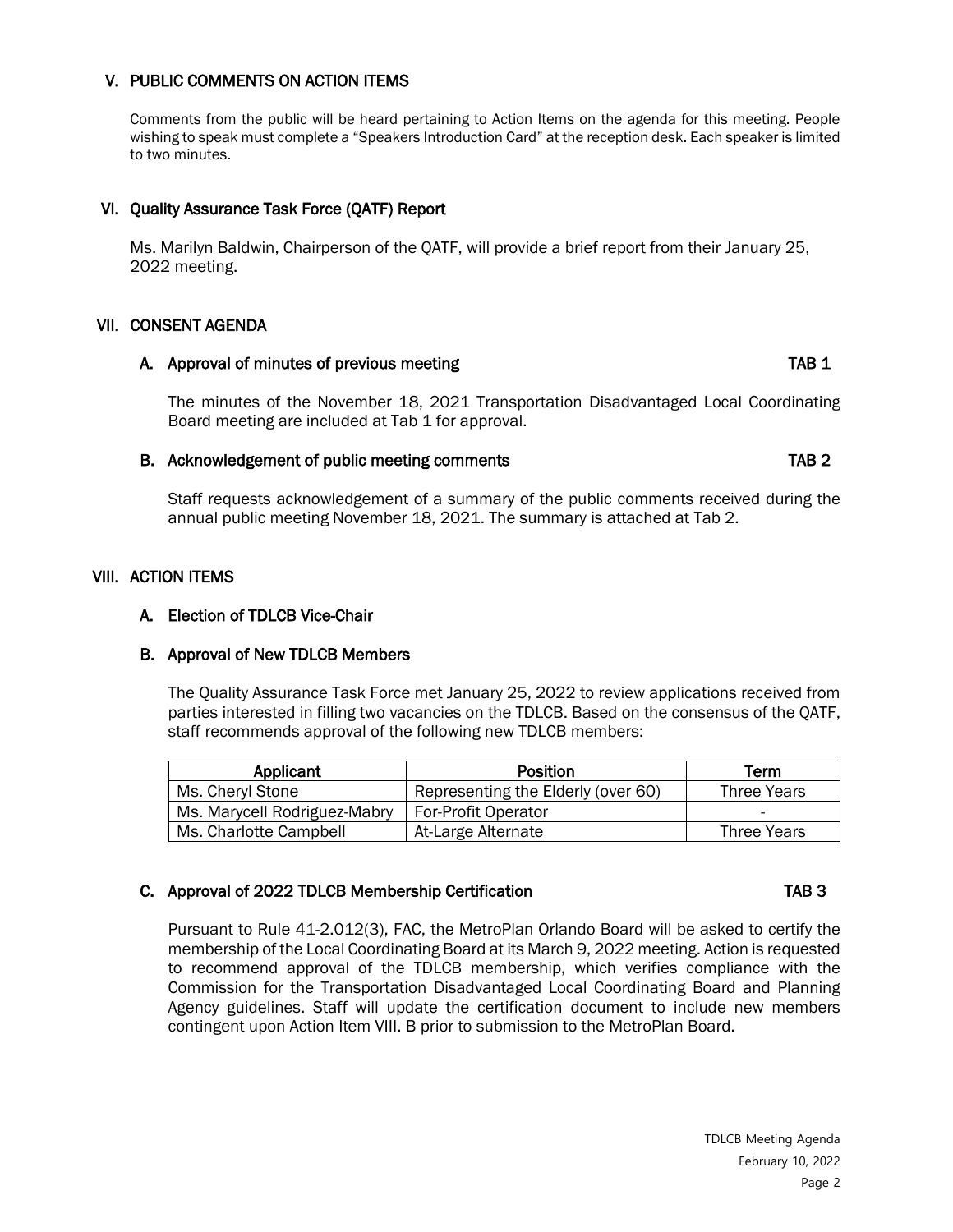## V. PUBLIC COMMENTS ON ACTION ITEMS

Comments from the public will be heard pertaining to Action Items on the agenda for this meeting. People wishing to speak must complete a "Speakers Introduction Card" at the reception desk. Each speaker is limited to two minutes.

## VI. Quality Assurance Task Force (QATF) Report

Ms. Marilyn Baldwin, Chairperson of the QATF, will provide a brief report from their January 25, 2022 meeting.

## VII. CONSENT AGENDA

### A. Approval of minutes of previous meeting — TAB 1

The minutes of the November 18, 2021 Transportation Disadvantaged Local Coordinating Board meeting are included at Tab 1 for approval.

### B. Acknowledgement of public meeting comments — TAB 2

Staff requests acknowledgement of a summary of the public comments received during the annual public meeting November 18, 2021. The summary is attached at Tab 2.

## VIII. ACTION ITEMS

### A. Election of TDLCB Vice-Chair

### B. Approval of New TDLCB Members

The Quality Assurance Task Force met January 25, 2022 to review applications received from parties interested in filling two vacancies on the TDLCB. Based on the consensus of the QATF, staff recommends approval of the following new TDLCB members:

| Applicant | Position | Term |
|---|---|---|
| Ms. Cheryl Stone | Representing the Elderly (over 60) | Three Years |
| Ms. Marycell Rodriguez-Mabry | For-Profit Operator | - |
| Ms. Charlotte Campbell | At-Large Alternate | Three Years |

### C. Approval of 2022 TDLCB Membership Certification — TAB 3

Pursuant to Rule 41-2.012(3), FAC, the MetroPlan Orlando Board will be asked to certify the membership of the Local Coordinating Board at its March 9, 2022 meeting. Action is requested to recommend approval of the TDLCB membership, which verifies compliance with the Commission for the Transportation Disadvantaged Local Coordinating Board and Planning Agency guidelines. Staff will update the certification document to include new members contingent upon Action Item VIII. B prior to submission to the MetroPlan Board.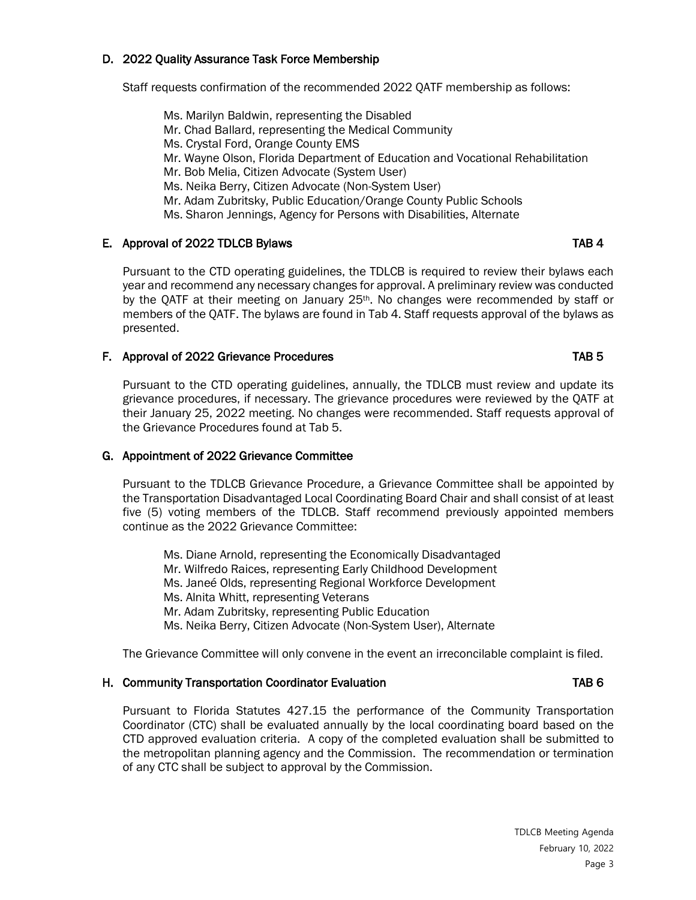### D. 2022 Quality Assurance Task Force Membership

Staff requests confirmation of the recommended 2022 QATF membership as follows:

- Ms. Marilyn Baldwin, representing the Disabled
- Mr. Chad Ballard, representing the Medical Community
- Ms. Crystal Ford, Orange County EMS
- Mr. Wayne Olson, Florida Department of Education and Vocational Rehabilitation
- Mr. Bob Melia, Citizen Advocate (System User)
- Ms. Neika Berry, Citizen Advocate (Non-System User)
- Mr. Adam Zubritsky, Public Education/Orange County Public Schools
- Ms. Sharon Jennings, Agency for Persons with Disabilities, Alternate

### E. Approval of 2022 TDLCB Bylaws — TAB 4

Pursuant to the CTD operating guidelines, the TDLCB is required to review their bylaws each year and recommend any necessary changes for approval. A preliminary review was conducted by the QATF at their meeting on January 25th. No changes were recommended by staff or members of the QATF. The bylaws are found in Tab 4. Staff requests approval of the bylaws as presented.

### F. Approval of 2022 Grievance Procedures — TAB 5

Pursuant to the CTD operating guidelines, annually, the TDLCB must review and update its grievance procedures, if necessary. The grievance procedures were reviewed by the QATF at their January 25, 2022 meeting. No changes were recommended. Staff requests approval of the Grievance Procedures found at Tab 5.

### G. Appointment of 2022 Grievance Committee

Pursuant to the TDLCB Grievance Procedure, a Grievance Committee shall be appointed by the Transportation Disadvantaged Local Coordinating Board Chair and shall consist of at least five (5) voting members of the TDLCB. Staff recommend previously appointed members continue as the 2022 Grievance Committee:

- Ms. Diane Arnold, representing the Economically Disadvantaged
- Mr. Wilfredo Raices, representing Early Childhood Development
- Ms. Janeé Olds, representing Regional Workforce Development
- Ms. Alnita Whitt, representing Veterans
- Mr. Adam Zubritsky, representing Public Education
- Ms. Neika Berry, Citizen Advocate (Non-System User), Alternate

The Grievance Committee will only convene in the event an irreconcilable complaint is filed.

### H. Community Transportation Coordinator Evaluation — TAB 6

Pursuant to Florida Statutes 427.15 the performance of the Community Transportation Coordinator (CTC) shall be evaluated annually by the local coordinating board based on the CTD approved evaluation criteria. A copy of the completed evaluation shall be submitted to the metropolitan planning agency and the Commission. The recommendation or termination of any CTC shall be subject to approval by the Commission.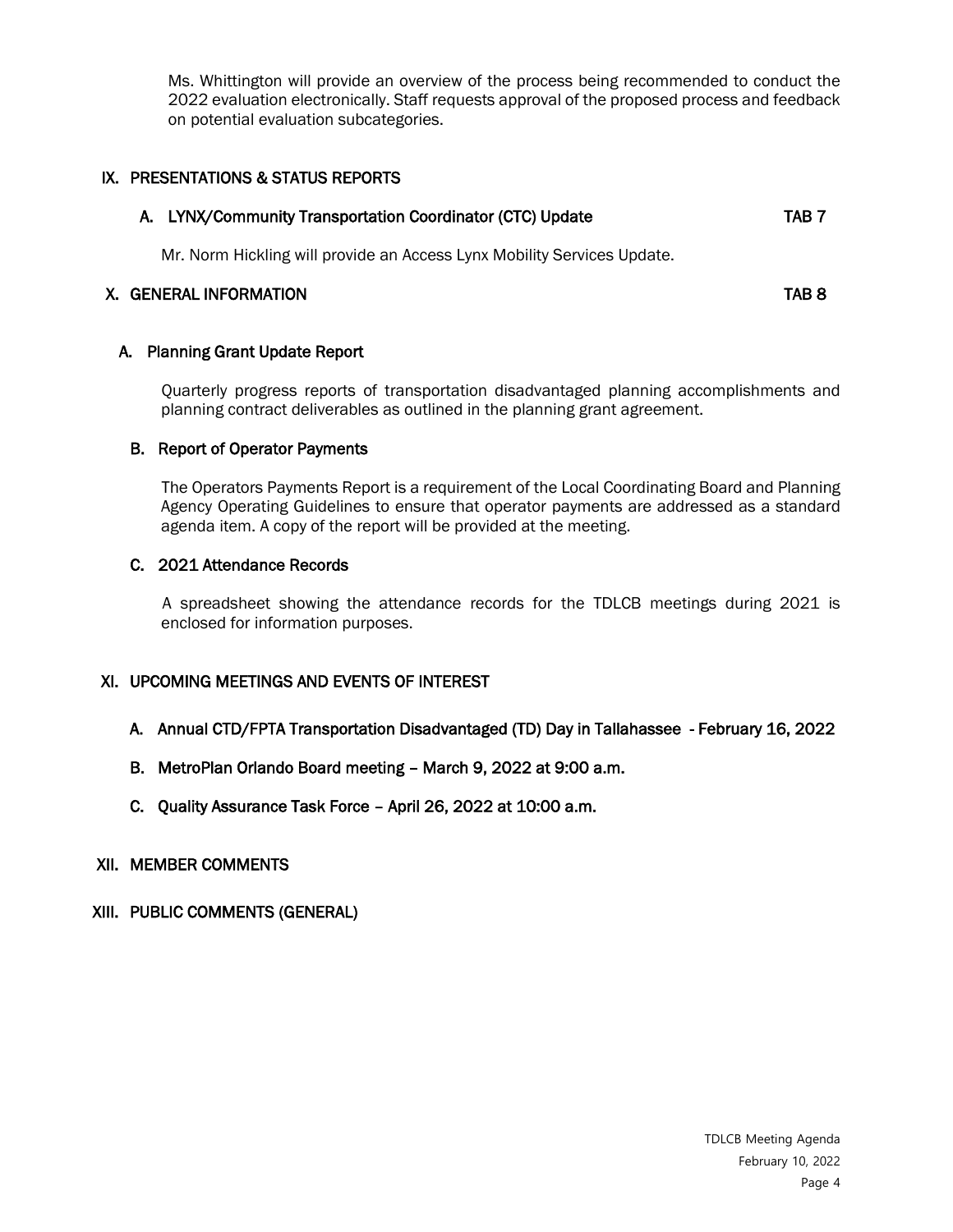Ms. Whittington will provide an overview of the process being recommended to conduct the 2022 evaluation electronically. Staff requests approval of the proposed process and feedback on potential evaluation subcategories.

## IX. PRESENTATIONS & STATUS REPORTS

### A. LYNX/Community Transportation Coordinator (CTC) Update — TAB 7

Mr. Norm Hickling will provide an Access Lynx Mobility Services Update.

## X. GENERAL INFORMATION — TAB 8

### A. Planning Grant Update Report

Quarterly progress reports of transportation disadvantaged planning accomplishments and planning contract deliverables as outlined in the planning grant agreement.

### B. Report of Operator Payments

The Operators Payments Report is a requirement of the Local Coordinating Board and Planning Agency Operating Guidelines to ensure that operator payments are addressed as a standard agenda item. A copy of the report will be provided at the meeting.

### C. 2021 Attendance Records

A spreadsheet showing the attendance records for the TDLCB meetings during 2021 is enclosed for information purposes.

## XI. UPCOMING MEETINGS AND EVENTS OF INTEREST

### A. Annual CTD/FPTA Transportation Disadvantaged (TD) Day in Tallahassee - February 16, 2022

### B. MetroPlan Orlando Board meeting – March 9, 2022 at 9:00 a.m.

### C. Quality Assurance Task Force – April 26, 2022 at 10:00 a.m.

## XII. MEMBER COMMENTS

## XIII. PUBLIC COMMENTS (GENERAL)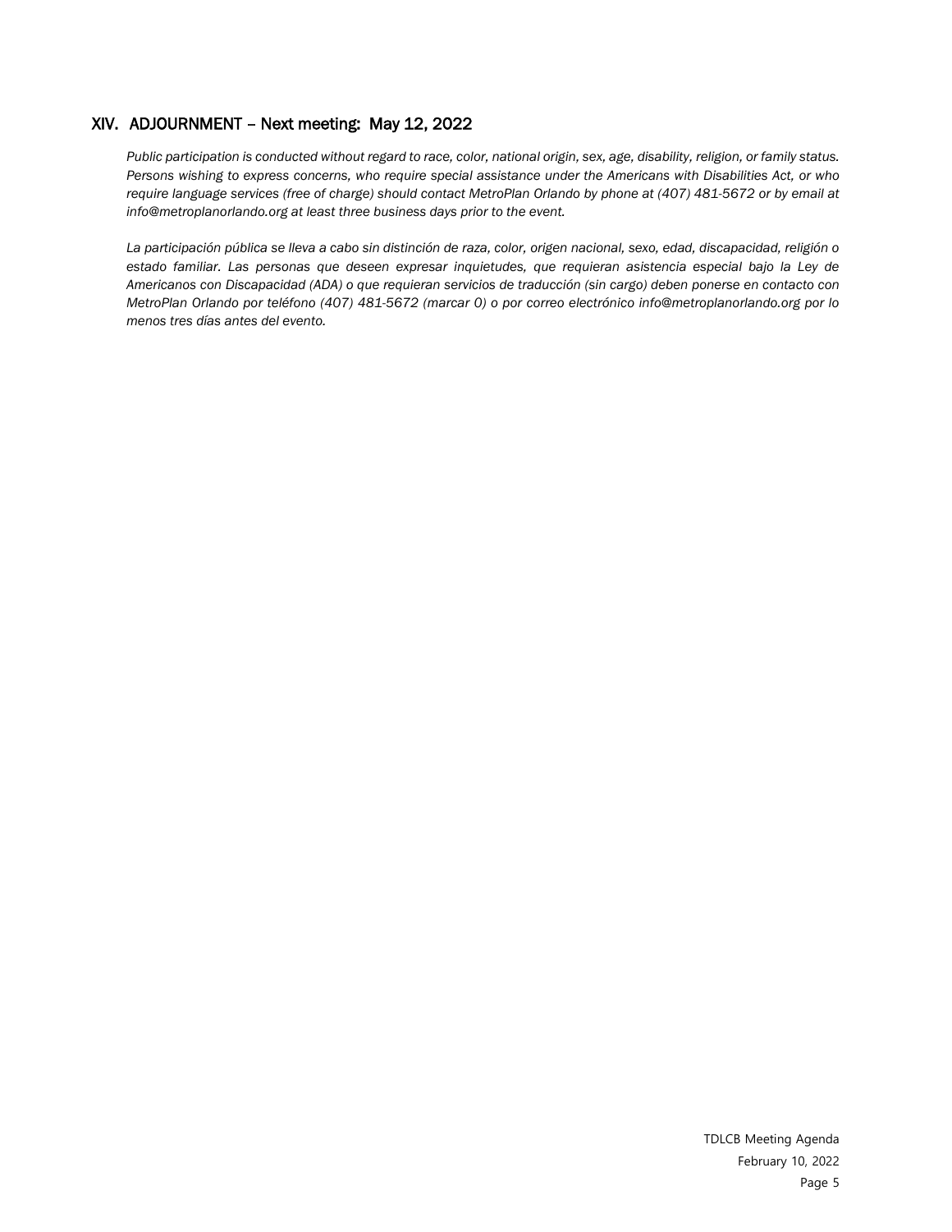## XIV. ADJOURNMENT – Next meeting: May 12, 2022

*Public participation is conducted without regard to race, color, national origin, sex, age, disability, religion, or family status. Persons wishing to express concerns, who require special assistance under the Americans with Disabilities Act, or who require language services (free of charge) should contact MetroPlan Orlando by phone at (407) 481-5672 or by email at info@metroplanorlando.org at least three business days prior to the event.*

*La participación pública se lleva a cabo sin distinción de raza, color, origen nacional, sexo, edad, discapacidad, religión o estado familiar. Las personas que deseen expresar inquietudes, que requieran asistencia especial bajo la Ley de Americanos con Discapacidad (ADA) o que requieran servicios de traducción (sin cargo) deben ponerse en contacto con MetroPlan Orlando por teléfono (407) 481-5672 (marcar 0) o por correo electrónico info@metroplanorlando.org por lo menos tres días antes del evento.*